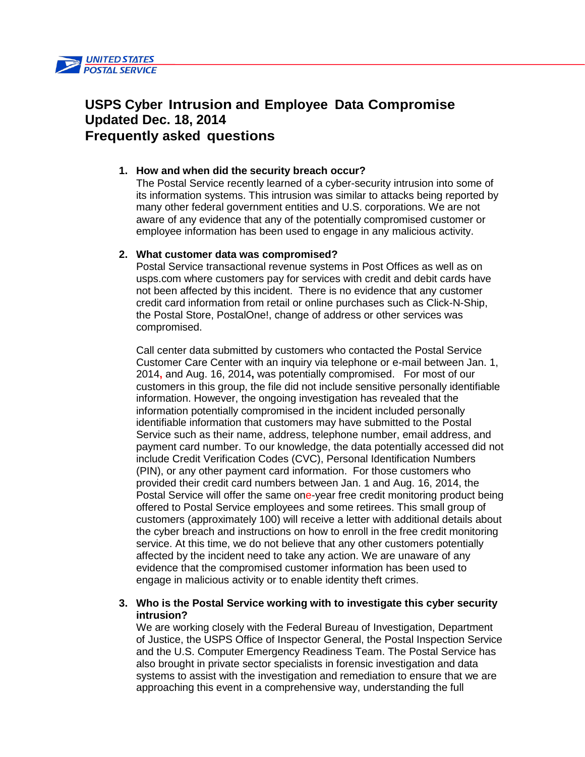UNITED STATES POSTAL SERVICE

# USPS Cyber Intrusion and Employee Data Compromise
## Updated Dec. 18, 2014
## Frequently asked questions

1. **How and when did the security breach occur?**
   The Postal Service recently learned of a cyber-security intrusion into some of its information systems. This intrusion was similar to attacks being reported by many other federal government entities and U.S. corporations. We are not aware of any evidence that any of the potentially compromised customer or employee information has been used to engage in any malicious activity.

2. **What customer data was compromised?**
   Postal Service transactional revenue systems in Post Offices as well as on usps.com where customers pay for services with credit and debit cards have not been affected by this incident. There is no evidence that any customer credit card information from retail or online purchases such as Click-N-Ship, the Postal Store, PostalOne!, change of address or other services was compromised.

   Call center data submitted by customers who contacted the Postal Service Customer Care Center with an inquiry via telephone or e-mail between Jan. 1, 2014, and Aug. 16, 2014, was potentially compromised. For most of our customers in this group, the file did not include sensitive personally identifiable information. However, the ongoing investigation has revealed that the information potentially compromised in the incident included personally identifiable information that customers may have submitted to the Postal Service such as their name, address, telephone number, email address, and payment card number. To our knowledge, the data potentially accessed did not include Credit Verification Codes (CVC), Personal Identification Numbers (PIN), or any other payment card information. For those customers who provided their credit card numbers between Jan. 1 and Aug. 16, 2014, the Postal Service will offer the same one-year free credit monitoring product being offered to Postal Service employees and some retirees. This small group of customers (approximately 100) will receive a letter with additional details about the cyber breach and instructions on how to enroll in the free credit monitoring service. At this time, we do not believe that any other customers potentially affected by the incident need to take any action. We are unaware of any evidence that the compromised customer information has been used to engage in malicious activity or to enable identity theft crimes.

3. **Who is the Postal Service working with to investigate this cyber security intrusion?**
   We are working closely with the Federal Bureau of Investigation, Department of Justice, the USPS Office of Inspector General, the Postal Inspection Service and the U.S. Computer Emergency Readiness Team. The Postal Service has also brought in private sector specialists in forensic investigation and data systems to assist with the investigation and remediation to ensure that we are approaching this event in a comprehensive way, understanding the full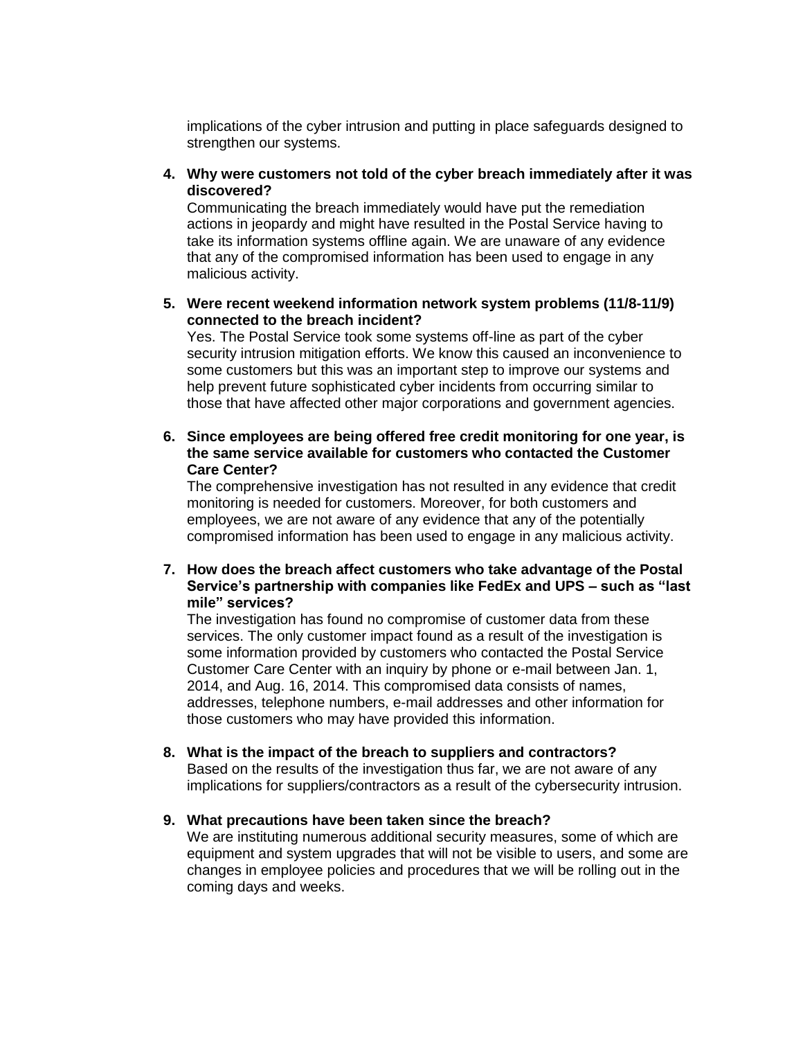implications of the cyber intrusion and putting in place safeguards designed to strengthen our systems.

4. **Why were customers not told of the cyber breach immediately after it was discovered?**
   Communicating the breach immediately would have put the remediation actions in jeopardy and might have resulted in the Postal Service having to take its information systems offline again. We are unaware of any evidence that any of the compromised information has been used to engage in any malicious activity.

5. **Were recent weekend information network system problems (11/8-11/9) connected to the breach incident?**
   Yes. The Postal Service took some systems off-line as part of the cyber security intrusion mitigation efforts. We know this caused an inconvenience to some customers but this was an important step to improve our systems and help prevent future sophisticated cyber incidents from occurring similar to those that have affected other major corporations and government agencies.

6. **Since employees are being offered free credit monitoring for one year, is the same service available for customers who contacted the Customer Care Center?**
   The comprehensive investigation has not resulted in any evidence that credit monitoring is needed for customers. Moreover, for both customers and employees, we are not aware of any evidence that any of the potentially compromised information has been used to engage in any malicious activity.

7. **How does the breach affect customers who take advantage of the Postal Service's partnership with companies like FedEx and UPS – such as "last mile" services?**
   The investigation has found no compromise of customer data from these services. The only customer impact found as a result of the investigation is some information provided by customers who contacted the Postal Service Customer Care Center with an inquiry by phone or e-mail between Jan. 1, 2014, and Aug. 16, 2014. This compromised data consists of names, addresses, telephone numbers, e-mail addresses and other information for those customers who may have provided this information.

8. **What is the impact of the breach to suppliers and contractors?**
   Based on the results of the investigation thus far, we are not aware of any implications for suppliers/contractors as a result of the cybersecurity intrusion.

9. **What precautions have been taken since the breach?**
   We are instituting numerous additional security measures, some of which are equipment and system upgrades that will not be visible to users, and some are changes in employee policies and procedures that we will be rolling out in the coming days and weeks.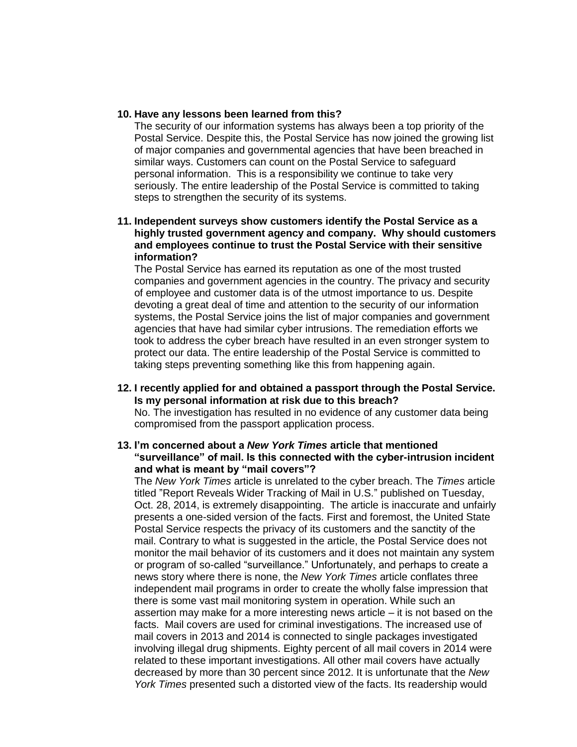10. **Have any lessons been learned from this?**
    The security of our information systems has always been a top priority of the Postal Service. Despite this, the Postal Service has now joined the growing list of major companies and governmental agencies that have been breached in similar ways. Customers can count on the Postal Service to safeguard personal information. This is a responsibility we continue to take very seriously. The entire leadership of the Postal Service is committed to taking steps to strengthen the security of its systems.

11. **Independent surveys show customers identify the Postal Service as a highly trusted government agency and company. Why should customers and employees continue to trust the Postal Service with their sensitive information?**
    The Postal Service has earned its reputation as one of the most trusted companies and government agencies in the country. The privacy and security of employee and customer data is of the utmost importance to us. Despite devoting a great deal of time and attention to the security of our information systems, the Postal Service joins the list of major companies and government agencies that have had similar cyber intrusions. The remediation efforts we took to address the cyber breach have resulted in an even stronger system to protect our data. The entire leadership of the Postal Service is committed to taking steps preventing something like this from happening again.

12. **I recently applied for and obtained a passport through the Postal Service. Is my personal information at risk due to this breach?**
    No. The investigation has resulted in no evidence of any customer data being compromised from the passport application process.

13. **I'm concerned about a *New York Times* article that mentioned "surveillance" of mail. Is this connected with the cyber-intrusion incident and what is meant by "mail covers"?**
    The *New York Times* article is unrelated to the cyber breach. The *Times* article titled "Report Reveals Wider Tracking of Mail in U.S." published on Tuesday, Oct. 28, 2014, is extremely disappointing. The article is inaccurate and unfairly presents a one-sided version of the facts. First and foremost, the United State Postal Service respects the privacy of its customers and the sanctity of the mail. Contrary to what is suggested in the article, the Postal Service does not monitor the mail behavior of its customers and it does not maintain any system or program of so-called "surveillance." Unfortunately, and perhaps to create a news story where there is none, the *New York Times* article conflates three independent mail programs in order to create the wholly false impression that there is some vast mail monitoring system in operation. While such an assertion may make for a more interesting news article – it is not based on the facts. Mail covers are used for criminal investigations. The increased use of mail covers in 2013 and 2014 is connected to single packages investigated involving illegal drug shipments. Eighty percent of all mail covers in 2014 were related to these important investigations. All other mail covers have actually decreased by more than 30 percent since 2012. It is unfortunate that the *New York Times* presented such a distorted view of the facts. Its readership would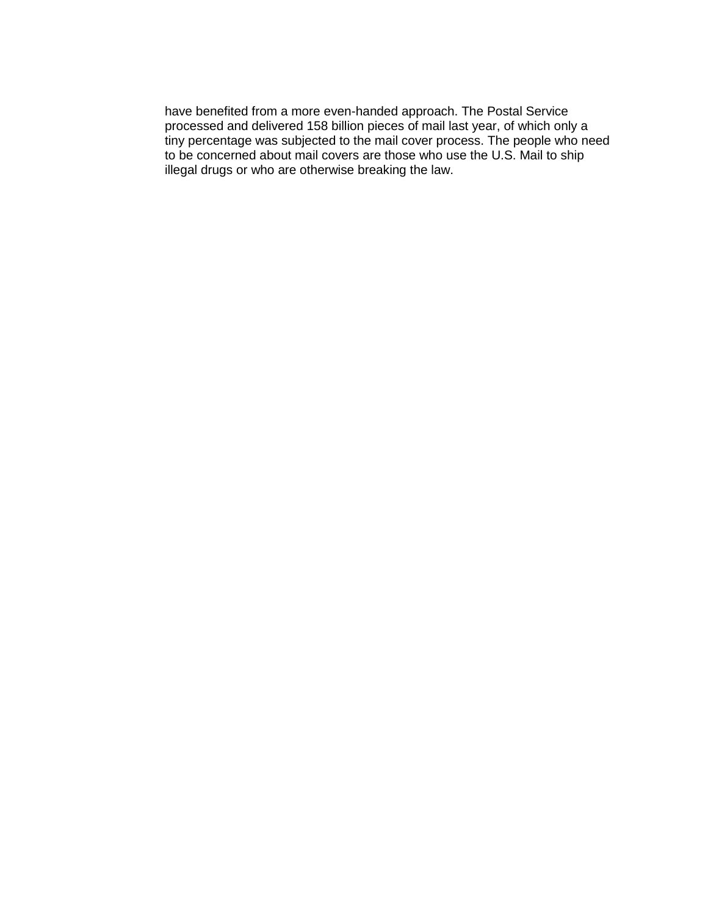have benefited from a more even-handed approach. The Postal Service processed and delivered 158 billion pieces of mail last year, of which only a tiny percentage was subjected to the mail cover process. The people who need to be concerned about mail covers are those who use the U.S. Mail to ship illegal drugs or who are otherwise breaking the law.